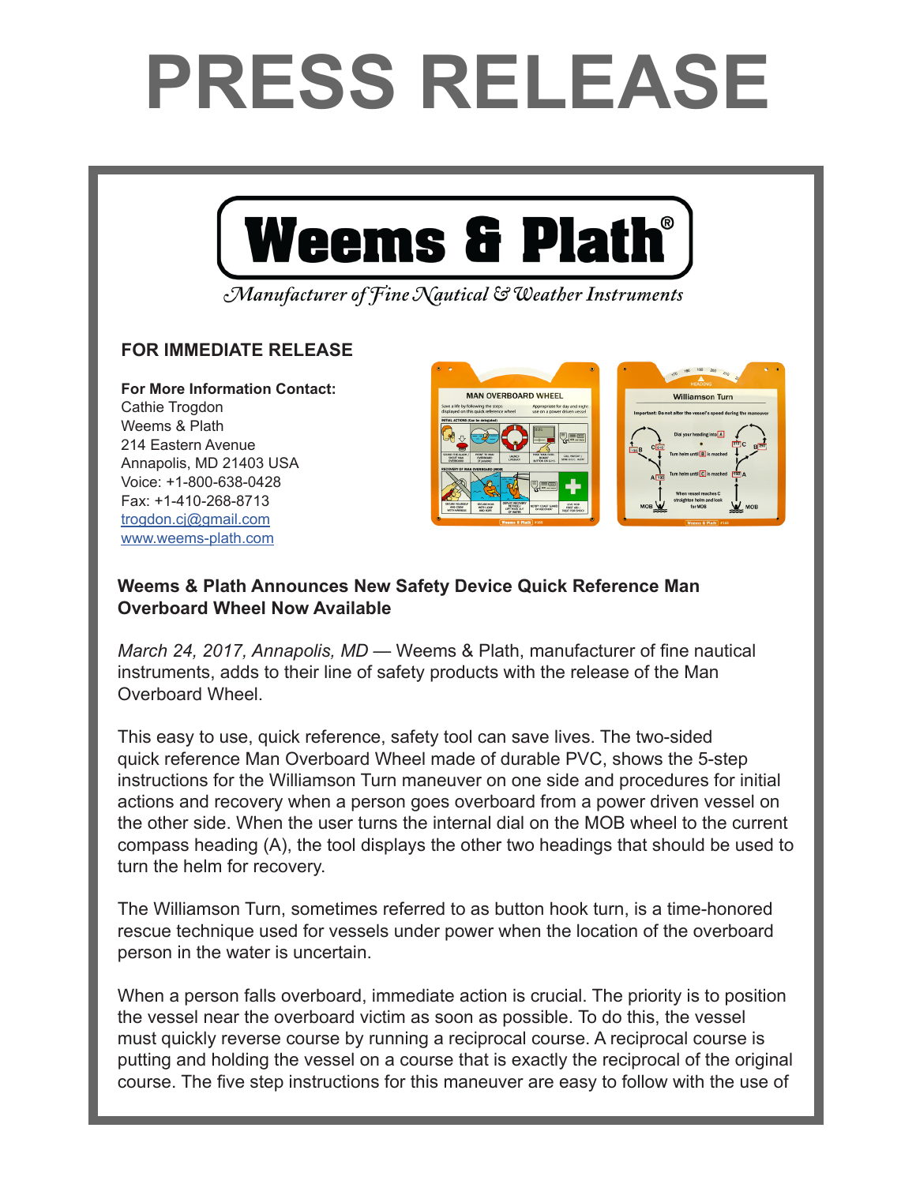# PRESS RELEASE

**Weems & Plath®**

*Manufacturer of Fine Nautical & Weather Instruments*

**FOR IMMEDIATE RELEASE**

**For More Information Contact:**
Cathie Trogdon
Weems & Plath
214 Eastern Avenue
Annapolis, MD 21403 USA
Voice: +1-800-638-0428
Fax: +1-410-268-8713
trogdon.cj@gmail.com
www.weems-plath.com

**Weems & Plath Announces New Safety Device Quick Reference Man Overboard Wheel Now Available**

*March 24, 2017, Annapolis, MD* — Weems & Plath, manufacturer of fine nautical instruments, adds to their line of safety products with the release of the Man Overboard Wheel.

This easy to use, quick reference, safety tool can save lives. The two-sided quick reference Man Overboard Wheel made of durable PVC, shows the 5-step instructions for the Williamson Turn maneuver on one side and procedures for initial actions and recovery when a person goes overboard from a power driven vessel on the other side. When the user turns the internal dial on the MOB wheel to the current compass heading (A), the tool displays the other two headings that should be used to turn the helm for recovery.

The Williamson Turn, sometimes referred to as button hook turn, is a time-honored rescue technique used for vessels under power when the location of the overboard person in the water is uncertain.

When a person falls overboard, immediate action is crucial. The priority is to position the vessel near the overboard victim as soon as possible. To do this, the vessel must quickly reverse course by running a reciprocal course. A reciprocal course is putting and holding the vessel on a course that is exactly the reciprocal of the original course. The five step instructions for this maneuver are easy to follow with the use of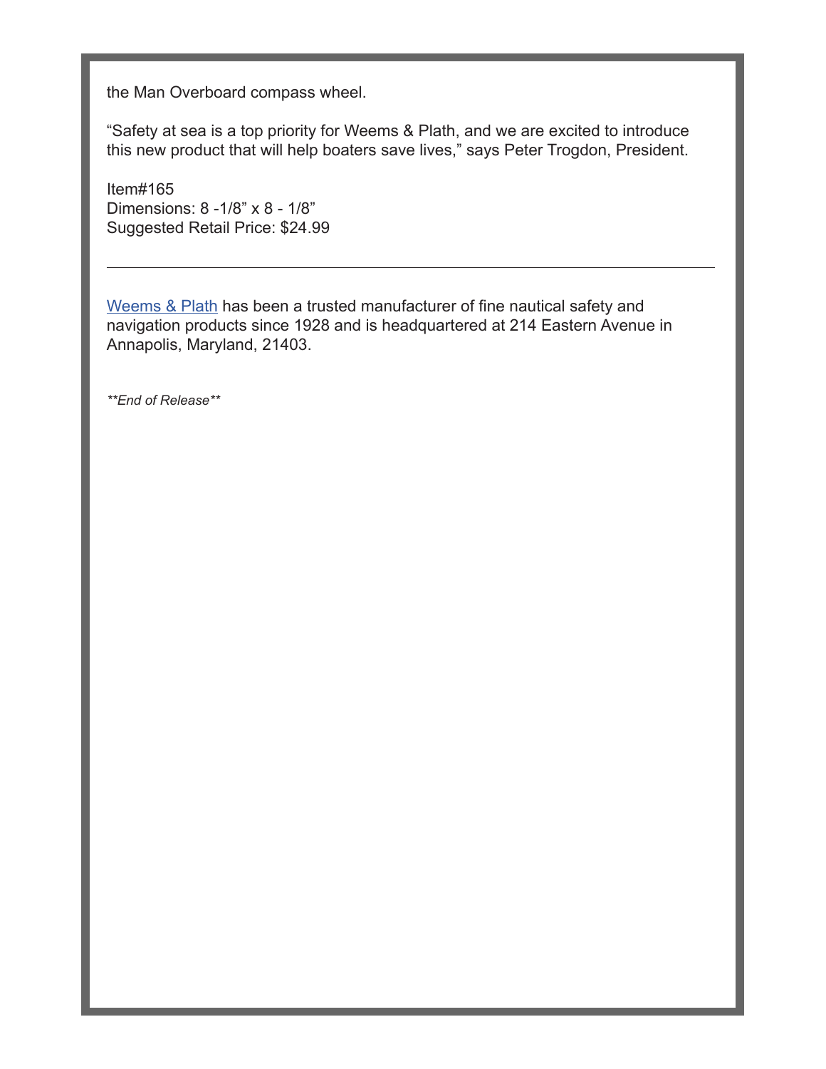the Man Overboard compass wheel.

“Safety at sea is a top priority for Weems & Plath, and we are excited to introduce this new product that will help boaters save lives,” says Peter Trogdon, President.

Item#165
Dimensions: 8 -1/8” x 8 - 1/8”
Suggested Retail Price: $24.99

---

Weems & Plath has been a trusted manufacturer of fine nautical safety and navigation products since 1928 and is headquartered at 214 Eastern Avenue in Annapolis, Maryland, 21403.

*\*\*End of Release\*\**